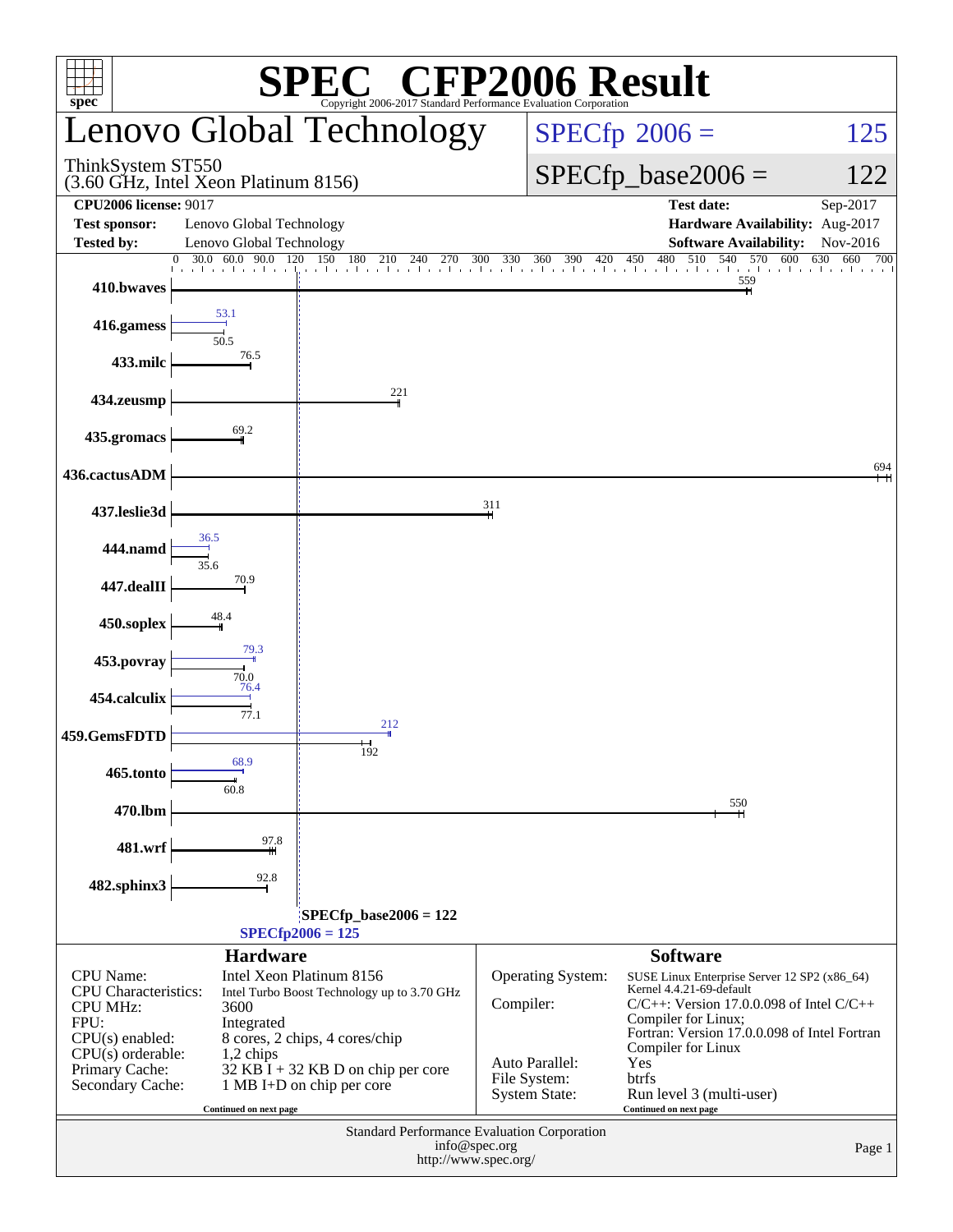# SPEC CFP2006 Result

Copyright 2006-2017 Standard Performance Evaluation Corporation

## Lenovo Global Technology

ThinkSystem ST550
(3.60 GHz, Intel Xeon Platinum 8156)

SPECfp 2006 = 125

SPECfp_base2006 = 122

| | | | |
|---|---|---|---|
| **CPU2006 license:** 9017 | | **Test date:** | Sep-2017 |
| **Test sponsor:** | Lenovo Global Technology | **Hardware Availability:** | Aug-2017 |
| **Tested by:** | Lenovo Global Technology | **Software Availability:** | Nov-2016 |

| Benchmark | Peak | Base |
|---|---|---|
| 410.bwaves | | 559 |
| 416.gamess | 53.1 | 50.5 |
| 433.milc | | 76.5 |
| 434.zeusmp | | 221 |
| 435.gromacs | | 69.2 |
| 436.cactusADM | | 694 |
| 437.leslie3d | | 311 |
| 444.namd | 36.5 | 35.6 |
| 447.dealII | | 70.9 |
| 450.soplex | | 48.4 |
| 453.povray | 79.3 | 70.0 |
| 454.calculix | 76.4 | 77.1 |
| 459.GemsFDTD | 212 | 192 |
| 465.tonto | 68.9 | 60.8 |
| 470.lbm | | 550 |
| 481.wrf | | 97.8 |
| 482.sphinx3 | | 92.8 |

SPECfp_base2006 = 122

SPECfp2006 = 125

### Hardware

| | |
|---|---|
| CPU Name: | Intel Xeon Platinum 8156 |
| CPU Characteristics: | Intel Turbo Boost Technology up to 3.70 GHz |
| CPU MHz: | 3600 |
| FPU: | Integrated |
| CPU(s) enabled: | 8 cores, 2 chips, 4 cores/chip |
| CPU(s) orderable: | 1,2 chips |
| Primary Cache: | 32 KB I + 32 KB D on chip per core |
| Secondary Cache: | 1 MB I+D on chip per core |

Continued on next page

### Software

| | |
|---|---|
| Operating System: | SUSE Linux Enterprise Server 12 SP2 (x86_64) Kernel 4.4.21-69-default |
| Compiler: | C/C++: Version 17.0.0.098 of Intel C/C++ Compiler for Linux; Fortran: Version 17.0.0.098 of Intel Fortran Compiler for Linux |
| Auto Parallel: | Yes |
| File System: | btrfs |
| System State: | Run level 3 (multi-user) |

Continued on next page

Standard Performance Evaluation Corporation
info@spec.org
http://www.spec.org/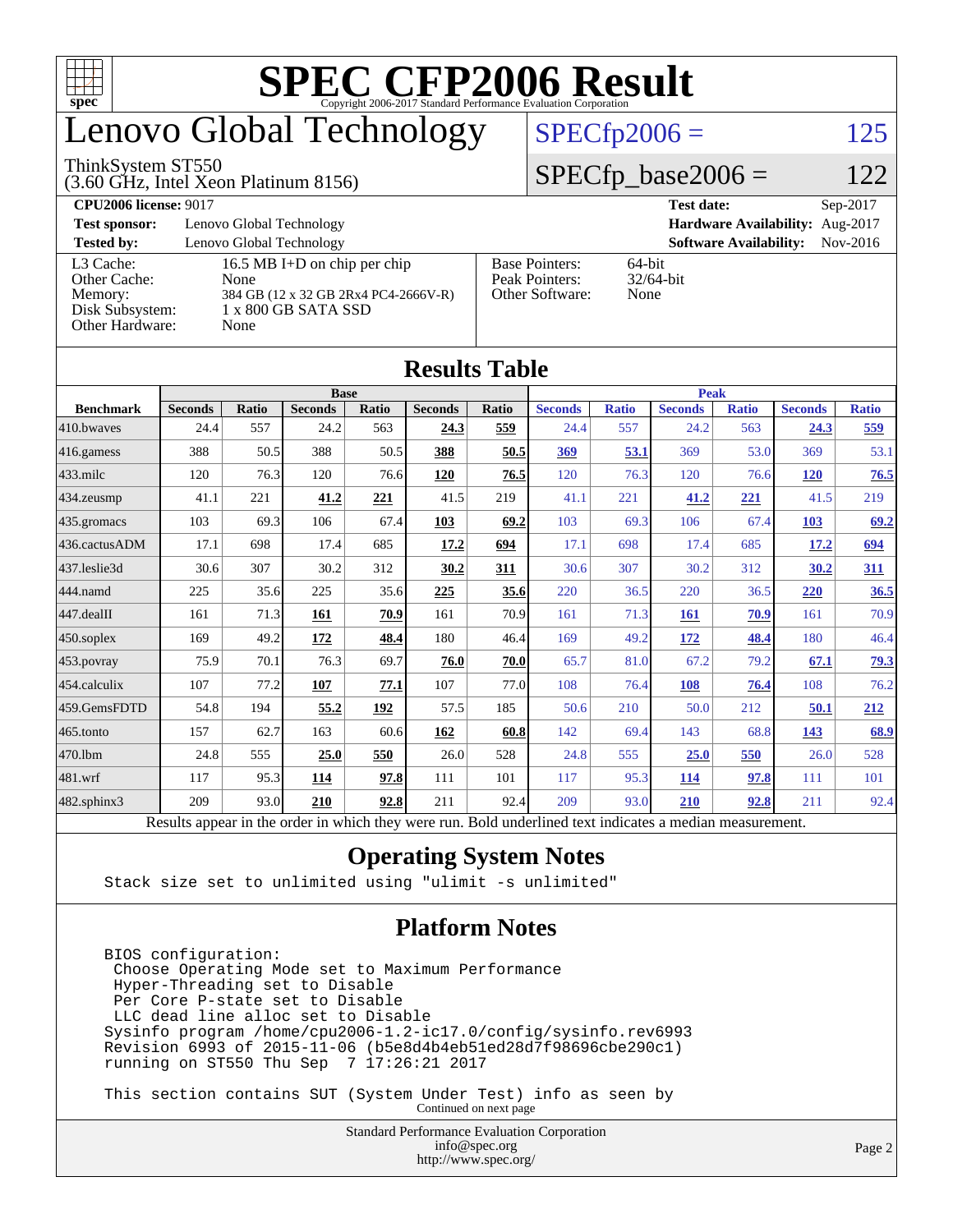# SPEC CFP2006 Result

Copyright 2006-2017 Standard Performance Evaluation Corporation

# Lenovo Global Technology

ThinkSystem ST550
(3.60 GHz, Intel Xeon Platinum 8156)

SPECfp2006 = 125

SPECfp_base2006 = 122

| | | | |
|---|---|---|---|
| **CPU2006 license:** 9017 | | **Test date:** | Sep-2017 |
| **Test sponsor:** | Lenovo Global Technology | **Hardware Availability:** | Aug-2017 |
| **Tested by:** | Lenovo Global Technology | **Software Availability:** | Nov-2016 |

| | |
|---|---|
| L3 Cache: | 16.5 MB I+D on chip per chip |
| Other Cache: | None |
| Memory: | 384 GB (12 x 32 GB 2Rx4 PC4-2666V-R) |
| Disk Subsystem: | 1 x 800 GB SATA SSD |
| Other Hardware: | None |

| | |
|---|---|
| Base Pointers: | 64-bit |
| Peak Pointers: | 32/64-bit |
| Other Software: | None |

## Results Table

| | Base | | | | | | Peak | | | | | |
|---|---|---|---|---|---|---|---|---|---|---|---|---|
| **Benchmark** | **Seconds** | **Ratio** | **Seconds** | **Ratio** | **Seconds** | **Ratio** | **Seconds** | **Ratio** | **Seconds** | **Ratio** | **Seconds** | **Ratio** |
| 410.bwaves | 24.4 | 557 | 24.2 | 563 | **24.3** | **559** | 24.4 | 557 | 24.2 | 563 | **24.3** | **559** |
| 416.gamess | 388 | 50.5 | 388 | 50.5 | **388** | **50.5** | **369** | **53.1** | 369 | 53.0 | 369 | 53.1 |
| 433.milc | 120 | 76.3 | 120 | 76.6 | **120** | **76.5** | 120 | 76.3 | 120 | 76.6 | **120** | **76.5** |
| 434.zeusmp | 41.1 | 221 | **41.2** | **221** | 41.5 | 219 | 41.1 | 221 | **41.2** | **221** | 41.5 | 219 |
| 435.gromacs | 103 | 69.3 | 106 | 67.4 | **103** | **69.2** | 103 | 69.3 | 106 | 67.4 | **103** | **69.2** |
| 436.cactusADM | 17.1 | 698 | 17.4 | 685 | **17.2** | **694** | 17.1 | 698 | 17.4 | 685 | **17.2** | **694** |
| 437.leslie3d | 30.6 | 307 | 30.2 | 312 | **30.2** | **311** | 30.6 | 307 | 30.2 | 312 | **30.2** | **311** |
| 444.namd | 225 | 35.6 | 225 | 35.6 | **225** | **35.6** | 220 | 36.5 | 220 | 36.5 | **220** | **36.5** |
| 447.dealII | 161 | 71.3 | **161** | **70.9** | 161 | 70.9 | 161 | 71.3 | **161** | **70.9** | 161 | 70.9 |
| 450.soplex | 169 | 49.2 | **172** | **48.4** | 180 | 46.4 | 169 | 49.2 | **172** | **48.4** | 180 | 46.4 |
| 453.povray | 75.9 | 70.1 | 76.3 | 69.7 | **76.0** | **70.0** | 65.7 | 81.0 | 67.2 | 79.2 | **67.1** | **79.3** |
| 454.calculix | 107 | 77.2 | **107** | **77.1** | 107 | 77.0 | 108 | 76.4 | **108** | **76.4** | 108 | 76.2 |
| 459.GemsFDTD | 54.8 | 194 | **55.2** | **192** | 57.5 | 185 | 50.6 | 210 | 50.0 | 212 | **50.1** | **212** |
| 465.tonto | 157 | 62.7 | 163 | 60.6 | **162** | **60.8** | 142 | 69.4 | 143 | 68.8 | **143** | **68.9** |
| 470.lbm | 24.8 | 555 | **25.0** | **550** | 26.0 | 528 | 24.8 | 555 | **25.0** | **550** | 26.0 | 528 |
| 481.wrf | 117 | 95.3 | **114** | **97.8** | 111 | 101 | 117 | 95.3 | **114** | **97.8** | 111 | 101 |
| 482.sphinx3 | 209 | 93.0 | **210** | **92.8** | 211 | 92.4 | 209 | 93.0 | **210** | **92.8** | 211 | 92.4 |

Results appear in the order in which they were run. Bold underlined text indicates a median measurement.

## Operating System Notes

```
Stack size set to unlimited using "ulimit -s unlimited"
```

## Platform Notes

```
BIOS configuration:
 Choose Operating Mode set to Maximum Performance
 Hyper-Threading set to Disable
 Per Core P-state set to Disable
 LLC dead line alloc set to Disable
Sysinfo program /home/cpu2006-1.2-ic17.0/config/sysinfo.rev6993
Revision 6993 of 2015-11-06 (b5e8d4b4eb51ed28d7f98696cbe290c1)
running on ST550 Thu Sep  7 17:26:21 2017

This section contains SUT (System Under Test) info as seen by
```

Continued on next page

Standard Performance Evaluation Corporation
info@spec.org
http://www.spec.org/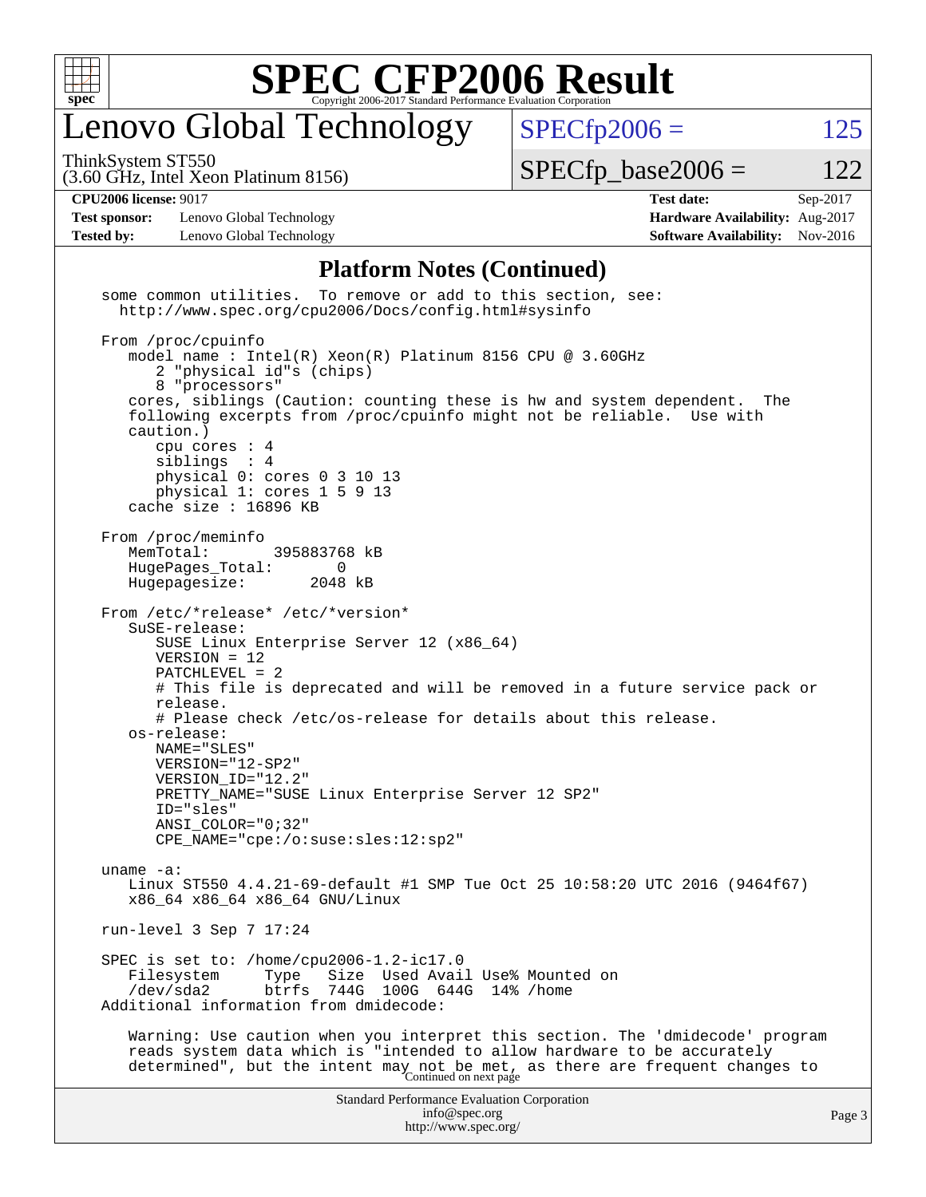# SPEC CFP2006 Result

Copyright 2006-2017 Standard Performance Evaluation Corporation

## Lenovo Global Technology

ThinkSystem ST550
(3.60 GHz, Intel Xeon Platinum 8156)

SPECfp2006 = 125

SPECfp_base2006 = 122

| | | | |
|---|---|---|---|
| **CPU2006 license:** 9017 | | **Test date:** | Sep-2017 |
| **Test sponsor:** | Lenovo Global Technology | **Hardware Availability:** | Aug-2017 |
| **Tested by:** | Lenovo Global Technology | **Software Availability:** | Nov-2016 |

### Platform Notes (Continued)

```
some common utilities.  To remove or add to this section, see:
  http://www.spec.org/cpu2006/Docs/config.html#sysinfo

From /proc/cpuinfo
   model name : Intel(R) Xeon(R) Platinum 8156 CPU @ 3.60GHz
      2 "physical id"s (chips)
      8 "processors"
   cores, siblings (Caution: counting these is hw and system dependent.  The
   following excerpts from /proc/cpuinfo might not be reliable.  Use with
   caution.)
      cpu cores : 4
      siblings  : 4
      physical 0: cores 0 3 10 13
      physical 1: cores 1 5 9 13
   cache size : 16896 KB

From /proc/meminfo
   MemTotal:       395883768 kB
   HugePages_Total:       0
   Hugepagesize:       2048 kB

From /etc/*release* /etc/*version*
   SuSE-release:
      SUSE Linux Enterprise Server 12 (x86_64)
      VERSION = 12
      PATCHLEVEL = 2
      # This file is deprecated and will be removed in a future service pack or
      release.
      # Please check /etc/os-release for details about this release.
   os-release:
      NAME="SLES"
      VERSION="12-SP2"
      VERSION_ID="12.2"
      PRETTY_NAME="SUSE Linux Enterprise Server 12 SP2"
      ID="sles"
      ANSI_COLOR="0;32"
      CPE_NAME="cpe:/o:suse:sles:12:sp2"

uname -a:
   Linux ST550 4.4.21-69-default #1 SMP Tue Oct 25 10:58:20 UTC 2016 (9464f67)
   x86_64 x86_64 x86_64 GNU/Linux

run-level 3 Sep 7 17:24

SPEC is set to: /home/cpu2006-1.2-ic17.0
   Filesystem     Type   Size  Used Avail Use% Mounted on
   /dev/sda2      btrfs  744G  100G  644G  14% /home
Additional information from dmidecode:

   Warning: Use caution when you interpret this section. The 'dmidecode' program
   reads system data which is "intended to allow hardware to be accurately
   determined", but the intent may not be met, as there are frequent changes to
```

Continued on next page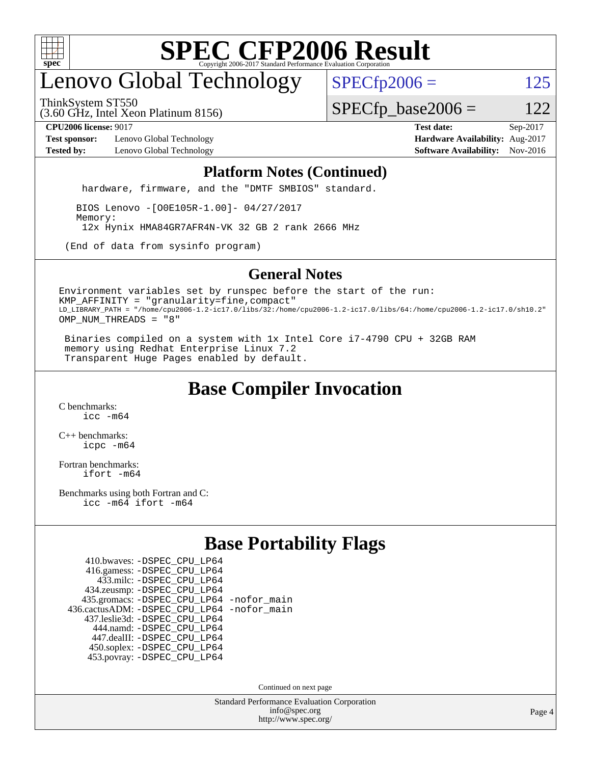# Lenovo Global Technology

ThinkSystem ST550
(3.60 GHz, Intel Xeon Platinum 8156)

SPECfp2006 = 125
SPECfp_base2006 = 122

**CPU2006 license:** 9017
**Test sponsor:** Lenovo Global Technology
**Tested by:** Lenovo Global Technology
**Test date:** Sep-2017
**Hardware Availability:** Aug-2017
**Software Availability:** Nov-2016

## Platform Notes (Continued)

```
    hardware, firmware, and the "DMTF SMBIOS" standard.

    BIOS Lenovo -[O0E105R-1.00]- 04/27/2017
    Memory:
     12x Hynix HMA84GR7AFR4N-VK 32 GB 2 rank 2666 MHz

 (End of data from sysinfo program)
```

## General Notes

```
Environment variables set by runspec before the start of the run:
KMP_AFFINITY = "granularity=fine,compact"
LD_LIBRARY_PATH = "/home/cpu2006-1.2-ic17.0/libs/32:/home/cpu2006-1.2-ic17.0/libs/64:/home/cpu2006-1.2-ic17.0/sh10.2"
OMP_NUM_THREADS = "8"

 Binaries compiled on a system with 1x Intel Core i7-4790 CPU + 32GB RAM
 memory using Redhat Enterprise Linux 7.2
 Transparent Huge Pages enabled by default.
```

## Base Compiler Invocation

C benchmarks:
```
icc -m64
```

C++ benchmarks:
```
icpc -m64
```

Fortran benchmarks:
```
ifort -m64
```

Benchmarks using both Fortran and C:
```
icc -m64 ifort -m64
```

## Base Portability Flags

```
     410.bwaves: -DSPEC_CPU_LP64
     416.gamess: -DSPEC_CPU_LP64
       433.milc: -DSPEC_CPU_LP64
     434.zeusmp: -DSPEC_CPU_LP64
    435.gromacs: -DSPEC_CPU_LP64 -nofor_main
 436.cactusADM: -DSPEC_CPU_LP64 -nofor_main
   437.leslie3d: -DSPEC_CPU_LP64
       444.namd: -DSPEC_CPU_LP64
     447.dealII: -DSPEC_CPU_LP64
     450.soplex: -DSPEC_CPU_LP64
     453.povray: -DSPEC_CPU_LP64
```

Continued on next page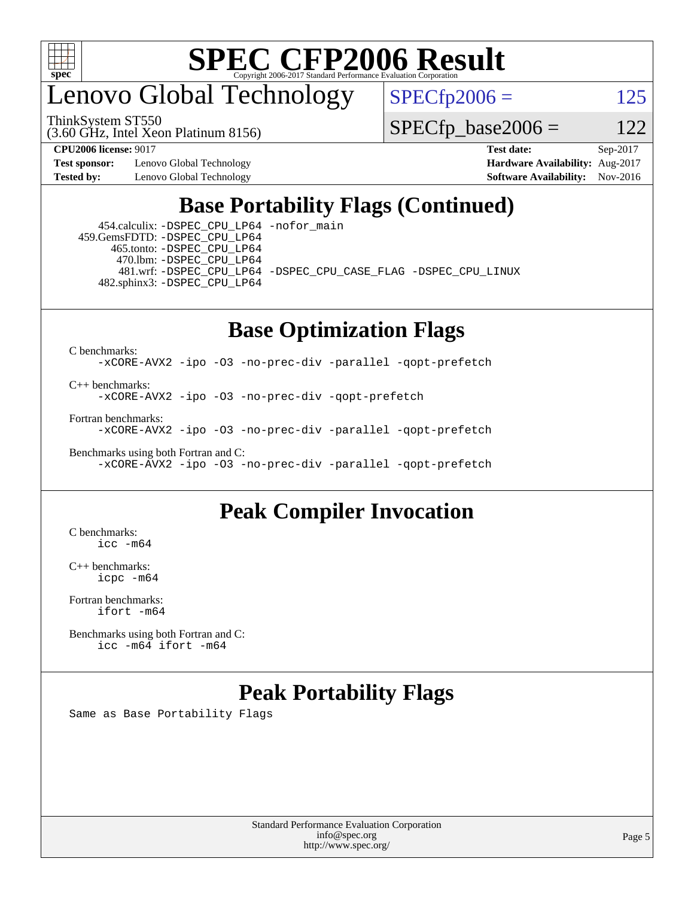## Base Portability Flags (Continued)

454.calculix: -DSPEC_CPU_LP64 -nofor_main
459.GemsFDTD: -DSPEC_CPU_LP64
465.tonto: -DSPEC_CPU_LP64
470.lbm: -DSPEC_CPU_LP64
481.wrf: -DSPEC_CPU_LP64 -DSPEC_CPU_CASE_FLAG -DSPEC_CPU_LINUX
482.sphinx3: -DSPEC_CPU_LP64

## Base Optimization Flags

C benchmarks:
-xCORE-AVX2 -ipo -O3 -no-prec-div -parallel -qopt-prefetch

C++ benchmarks:
-xCORE-AVX2 -ipo -O3 -no-prec-div -qopt-prefetch

Fortran benchmarks:
-xCORE-AVX2 -ipo -O3 -no-prec-div -parallel -qopt-prefetch

Benchmarks using both Fortran and C:
-xCORE-AVX2 -ipo -O3 -no-prec-div -parallel -qopt-prefetch

## Peak Compiler Invocation

C benchmarks:
icc -m64

C++ benchmarks:
icpc -m64

Fortran benchmarks:
ifort -m64

Benchmarks using both Fortran and C:
icc -m64 ifort -m64

## Peak Portability Flags

Same as Base Portability Flags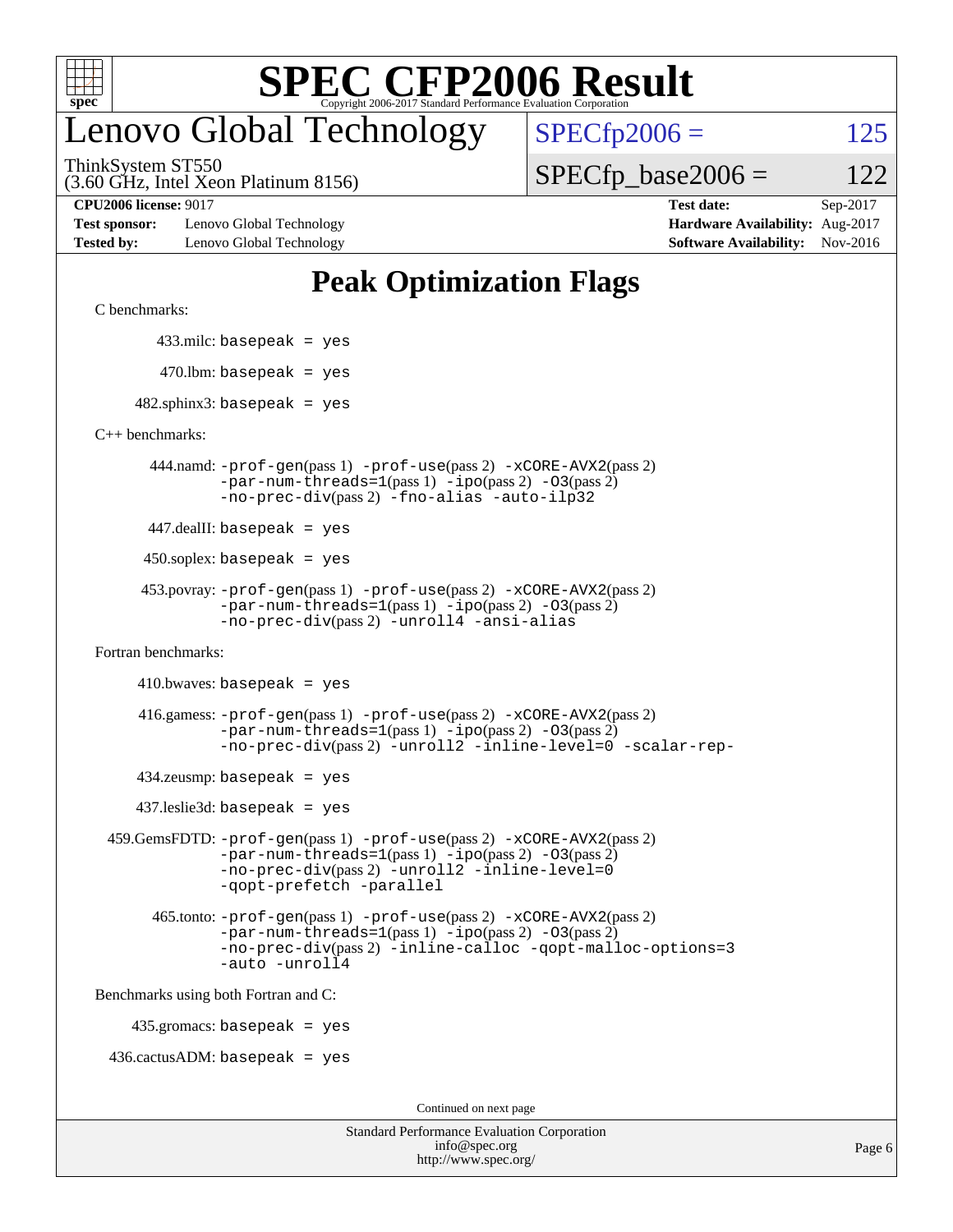# SPEC CFP2006 Result

Copyright 2006-2017 Standard Performance Evaluation Corporation

## Lenovo Global Technology

ThinkSystem ST550
(3.60 GHz, Intel Xeon Platinum 8156)

SPECfp2006 = 125

SPECfp_base2006 = 122

| | | | |
|---|---|---|---|
| **CPU2006 license:** 9017 | | **Test date:** | Sep-2017 |
| **Test sponsor:** | Lenovo Global Technology | **Hardware Availability:** | Aug-2017 |
| **Tested by:** | Lenovo Global Technology | **Software Availability:** | Nov-2016 |

## Peak Optimization Flags

C benchmarks:

433.milc: `basepeak = yes`

470.lbm: `basepeak = yes`

482.sphinx3: `basepeak = yes`

C++ benchmarks:

444.namd: `-prof-gen`(pass 1) `-prof-use`(pass 2) `-xCORE-AVX2`(pass 2) `-par-num-threads=1`(pass 1) `-ipo`(pass 2) `-O3`(pass 2) `-no-prec-div`(pass 2) `-fno-alias -auto-ilp32`

447.dealII: `basepeak = yes`

450.soplex: `basepeak = yes`

453.povray: `-prof-gen`(pass 1) `-prof-use`(pass 2) `-xCORE-AVX2`(pass 2) `-par-num-threads=1`(pass 1) `-ipo`(pass 2) `-O3`(pass 2) `-no-prec-div`(pass 2) `-unroll4 -ansi-alias`

Fortran benchmarks:

410.bwaves: `basepeak = yes`

416.gamess: `-prof-gen`(pass 1) `-prof-use`(pass 2) `-xCORE-AVX2`(pass 2) `-par-num-threads=1`(pass 1) `-ipo`(pass 2) `-O3`(pass 2) `-no-prec-div`(pass 2) `-unroll2 -inline-level=0 -scalar-rep-`

434.zeusmp: `basepeak = yes`

437.leslie3d: `basepeak = yes`

459.GemsFDTD: `-prof-gen`(pass 1) `-prof-use`(pass 2) `-xCORE-AVX2`(pass 2) `-par-num-threads=1`(pass 1) `-ipo`(pass 2) `-O3`(pass 2) `-no-prec-div`(pass 2) `-unroll2 -inline-level=0 -qopt-prefetch -parallel`

465.tonto: `-prof-gen`(pass 1) `-prof-use`(pass 2) `-xCORE-AVX2`(pass 2) `-par-num-threads=1`(pass 1) `-ipo`(pass 2) `-O3`(pass 2) `-no-prec-div`(pass 2) `-inline-calloc -qopt-malloc-options=3 -auto -unroll4`

Benchmarks using both Fortran and C:

435.gromacs: `basepeak = yes`

436.cactusADM: `basepeak = yes`

Continued on next page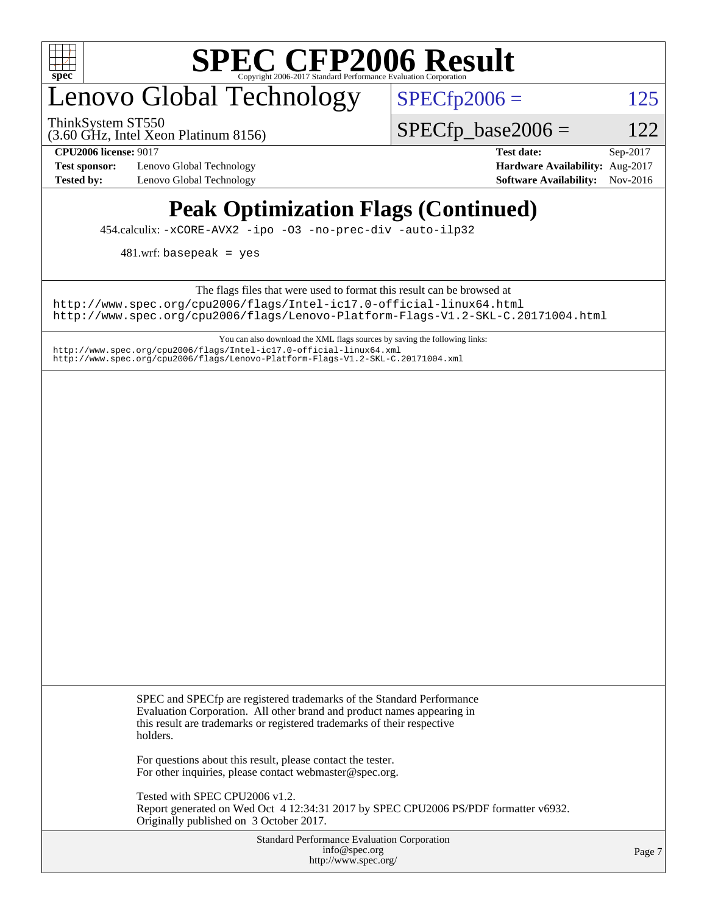# Peak Optimization Flags (Continued)

454.calculix: -xCORE-AVX2 -ipo -O3 -no-prec-div -auto-ilp32

481.wrf: basepeak = yes

The flags files that were used to format this result can be browsed at
http://www.spec.org/cpu2006/flags/Intel-ic17.0-official-linux64.html
http://www.spec.org/cpu2006/flags/Lenovo-Platform-Flags-V1.2-SKL-C.20171004.html

You can also download the XML flags sources by saving the following links:
http://www.spec.org/cpu2006/flags/Intel-ic17.0-official-linux64.xml
http://www.spec.org/cpu2006/flags/Lenovo-Platform-Flags-V1.2-SKL-C.20171004.xml

SPEC and SPECfp are registered trademarks of the Standard Performance Evaluation Corporation. All other brand and product names appearing in this result are trademarks or registered trademarks of their respective holders.

For questions about this result, please contact the tester.
For other inquiries, please contact webmaster@spec.org.

Tested with SPEC CPU2006 v1.2.
Report generated on Wed Oct 4 12:34:31 2017 by SPEC CPU2006 PS/PDF formatter v6932.
Originally published on 3 October 2017.